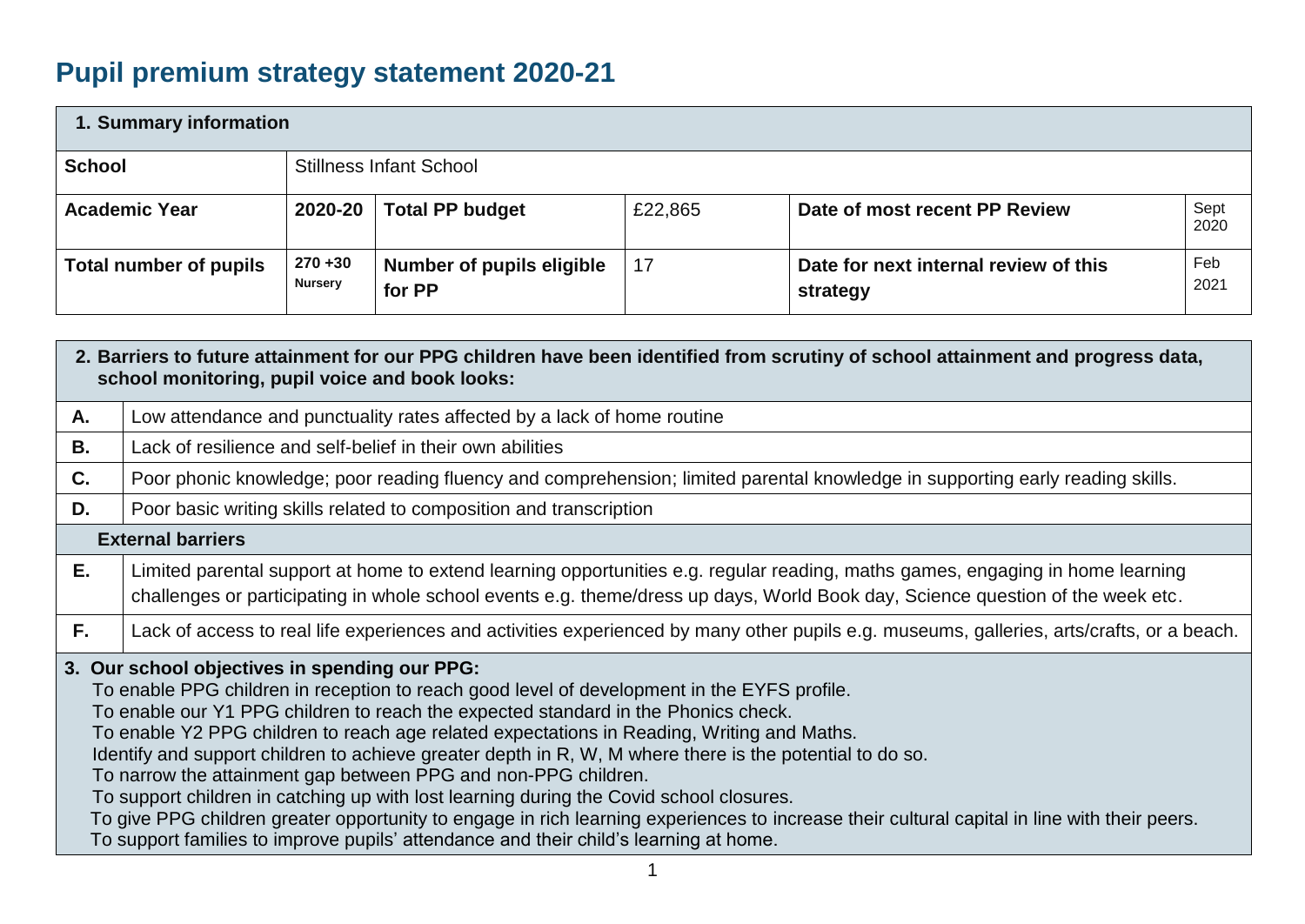# Pupil premium strategy statement 2020-21

| 1. Summary information | | | | | |
|---|---|---|---|---|---|
| **School** | Stillness Infant School | | | | |
| **Academic Year** | **2020-20** | **Total PP budget** | £22,865 | **Date of most recent PP Review** | Sept 2020 |
| **Total number of pupils** | **270 +30 Nursery** | **Number of pupils eligible for PP** | 17 | **Date for next internal review of this strategy** | Feb 2021 |

| **2. Barriers to future attainment for our PPG children have been identified from scrutiny of school attainment and progress data, school monitoring, pupil voice and book looks:** | |
|---|---|
| **A.** | Low attendance and punctuality rates affected by a lack of home routine |
| **B.** | Lack of resilience and self-belief in their own abilities |
| **C.** | Poor phonic knowledge; poor reading fluency and comprehension; limited parental knowledge in supporting early reading skills. |
| **D.** | Poor basic writing skills related to composition and transcription |
| **External barriers** | |
| **E.** | Limited parental support at home to extend learning opportunities e.g. regular reading, maths games, engaging in home learning challenges or participating in whole school events e.g. theme/dress up days, World Book day, Science question of the week etc. |
| **F.** | Lack of access to real life experiences and activities experienced by many other pupils e.g. museums, galleries, arts/crafts, or a beach. |

**3. Our school objectives in spending our PPG:**

To enable PPG children in reception to reach good level of development in the EYFS profile.
To enable our Y1 PPG children to reach the expected standard in the Phonics check.
To enable Y2 PPG children to reach age related expectations in Reading, Writing and Maths.
Identify and support children to achieve greater depth in R, W, M where there is the potential to do so.
To narrow the attainment gap between PPG and non-PPG children.
To support children in catching up with lost learning during the Covid school closures.
To give PPG children greater opportunity to engage in rich learning experiences to increase their cultural capital in line with their peers.
To support families to improve pupils' attendance and their child's learning at home.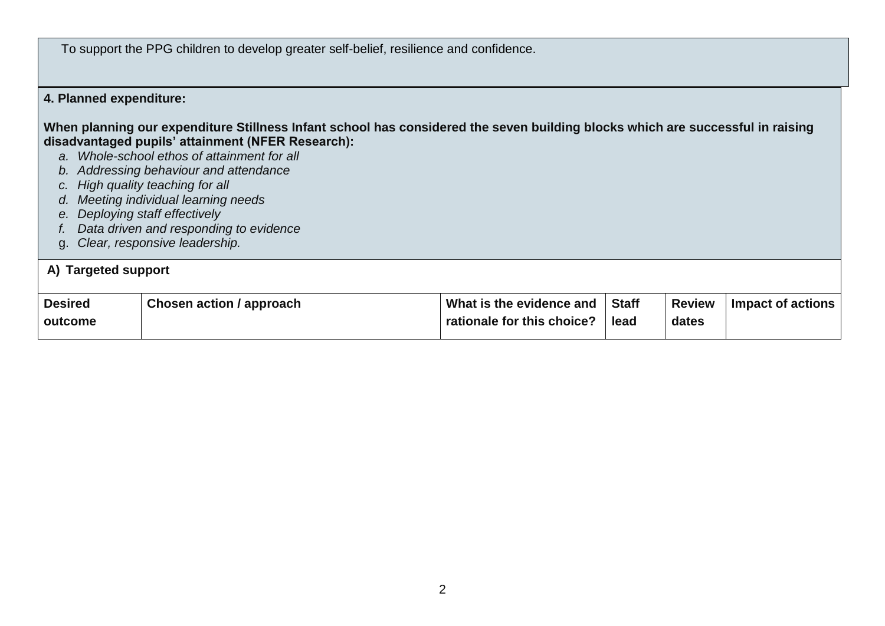To support the PPG children to develop greater self-belief, resilience and confidence.

**4. Planned expenditure:**

**When planning our expenditure Stillness Infant school has considered the seven building blocks which are successful in raising disadvantaged pupils' attainment (NFER Research):**

a. *Whole-school ethos of attainment for all*
b. *Addressing behaviour and attendance*
c. *High quality teaching for all*
d. *Meeting individual learning needs*
e. *Deploying staff effectively*
f. *Data driven and responding to evidence*
g. *Clear, responsive leadership.*

**A) Targeted support**

| Desired outcome | Chosen action / approach | What is the evidence and rationale for this choice? | Staff lead | Review dates | Impact of actions |
|---|---|---|---|---|---|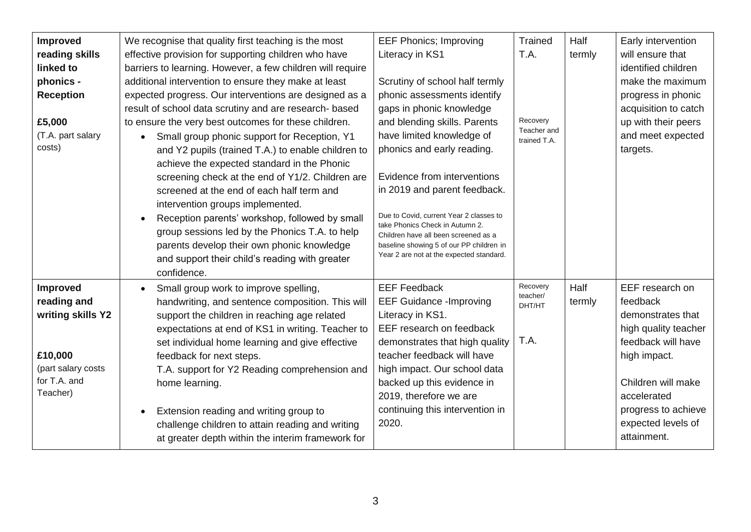| **Improved reading skills linked to phonics - Reception**<br><br>**£5,000**<br>(T.A. part salary costs) | We recognise that quality first teaching is the most effective provision for supporting children who have barriers to learning. However, a few children will require additional intervention to ensure they make at least expected progress. Our interventions are designed as a result of school data scrutiny and are research- based to ensure the very best outcomes for these children.<br>• Small group phonic support for Reception, Y1 and Y2 pupils (trained T.A.) to enable children to achieve the expected standard in the Phonic screening check at the end of Y1/2. Children are screened at the end of each half term and intervention groups implemented.<br>• Reception parents' workshop, followed by small group sessions led by the Phonics T.A. to help parents develop their own phonic knowledge and support their child's reading with greater confidence. | EEF Phonics; Improving Literacy in KS1<br><br>Scrutiny of school half termly phonic assessments identify gaps in phonic knowledge and blending skills. Parents have limited knowledge of phonics and early reading.<br><br>Evidence from interventions in 2019 and parent feedback.<br><br>Due to Covid, current Year 2 classes to take Phonics Check in Autumn 2. Children have all been screened as a baseline showing 5 of our PP children in Year 2 are not at the expected standard. | Trained T.A.<br><br>Recovery Teacher and trained T.A. | Half termly | Early intervention will ensure that identified children make the maximum progress in phonic acquisition to catch up with their peers and meet expected targets. |
|---|---|---|---|---|---|
| **Improved reading and writing skills Y2**<br><br>**£10,000**<br>(part salary costs for T.A. and Teacher) | • Small group work to improve spelling, handwriting, and sentence composition. This will support the children in reaching age related expectations at end of KS1 in writing. Teacher to set individual home learning and give effective feedback for next steps.<br>T.A. support for Y2 Reading comprehension and home learning.<br><br>• Extension reading and writing group to challenge children to attain reading and writing at greater depth within the interim framework for | EEF Feedback<br>EEF Guidance -Improving Literacy in KS1.<br>EEF research on feedback demonstrates that high quality teacher feedback will have high impact. Our school data backed up this evidence in 2019, therefore we are continuing this intervention in 2020. | Recovery teacher/ DHT/HT<br><br>T.A. | Half termly | EEF research on feedback demonstrates that high quality teacher feedback will have high impact.<br><br>Children will make accelerated progress to achieve expected levels of attainment. |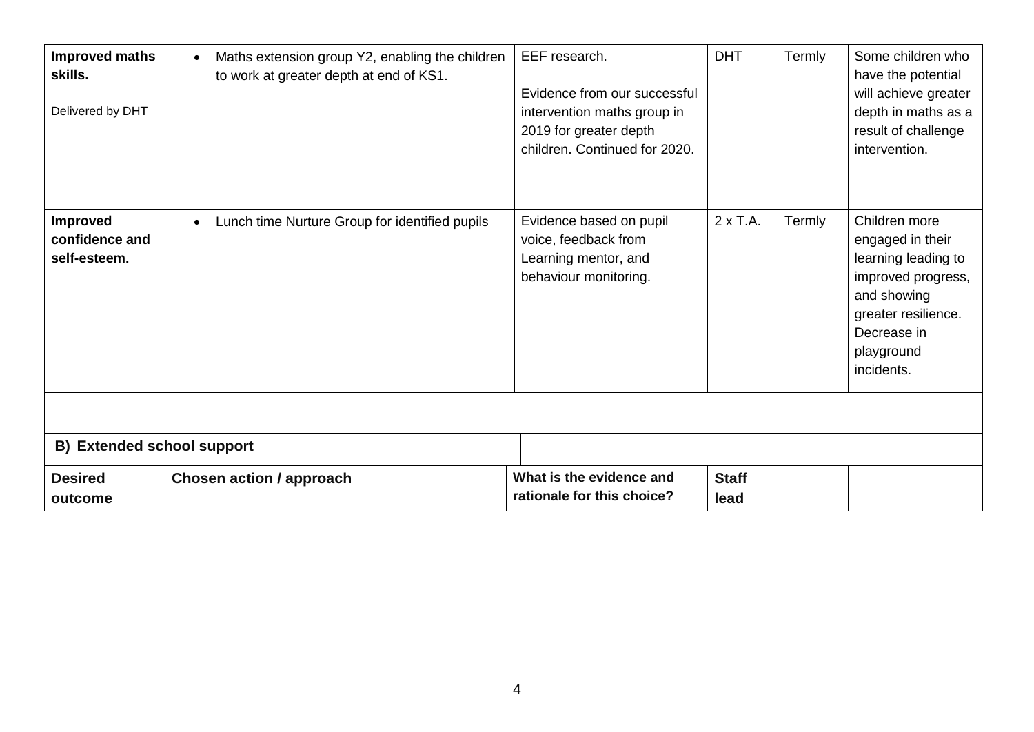| | | | | | |
|---|---|---|---|---|---|
| **Improved maths skills.**<br><br>Delivered by DHT | • Maths extension group Y2, enabling the children to work at greater depth at end of KS1. | EEF research.<br><br>Evidence from our successful intervention maths group in 2019 for greater depth children. Continued for 2020. | DHT | Termly | Some children who have the potential will achieve greater depth in maths as a result of challenge intervention. |
| **Improved confidence and self-esteem.** | • Lunch time Nurture Group for identified pupils | Evidence based on pupil voice, feedback from Learning mentor, and behaviour monitoring. | 2 x T.A. | Termly | Children more engaged in their learning leading to improved progress, and showing greater resilience. Decrease in playground incidents. |
| | | | | | |
| **B) Extended school support** | | | | | |
| **Desired outcome** | **Chosen action / approach** | **What is the evidence and rationale for this choice?** | **Staff lead** | | |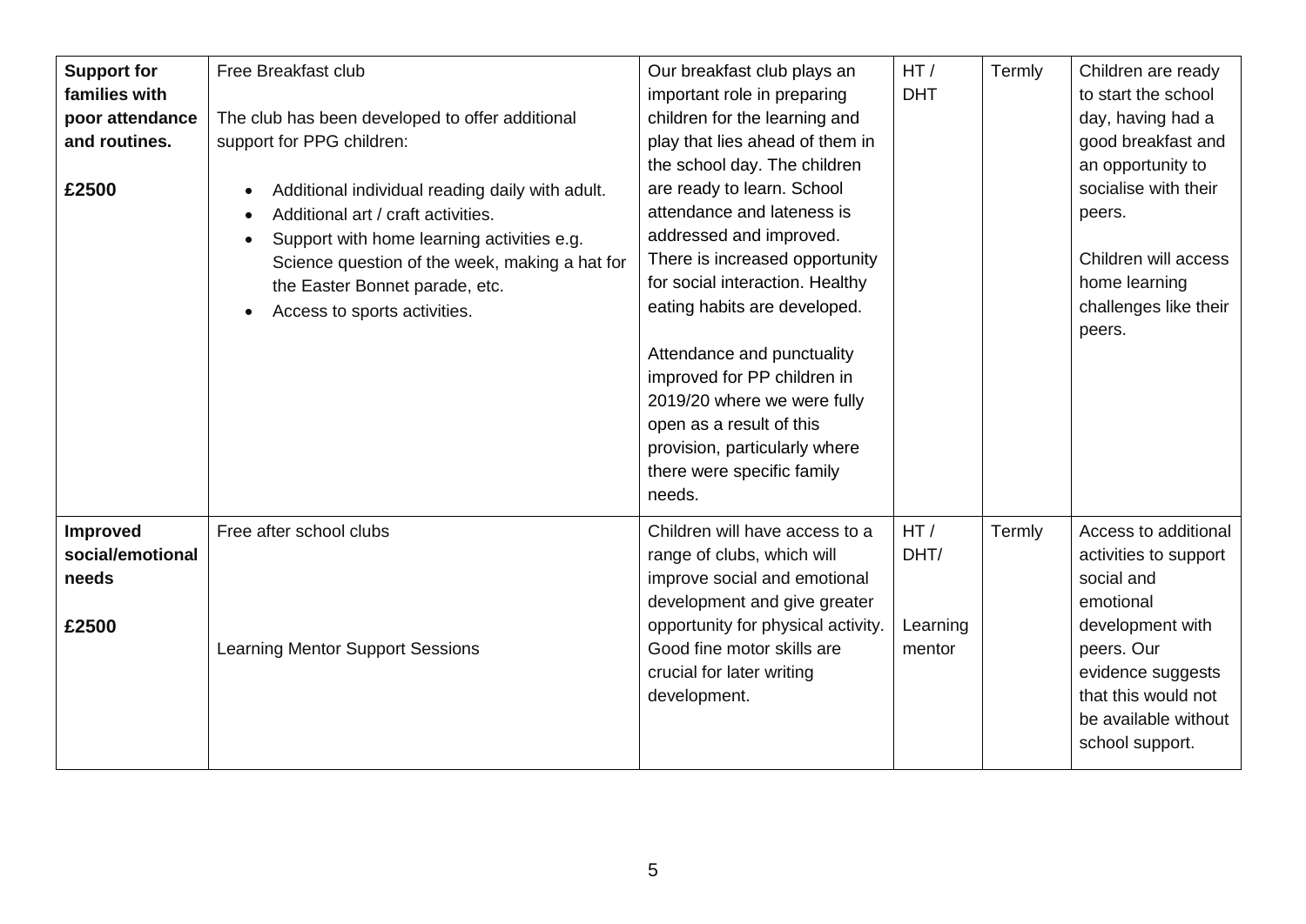| **Support for families with poor attendance and routines.**<br><br>**£2500** | Free Breakfast club<br><br>The club has been developed to offer additional support for PPG children:<br><br>• Additional individual reading daily with adult.<br>• Additional art / craft activities.<br>• Support with home learning activities e.g. Science question of the week, making a hat for the Easter Bonnet parade, etc.<br>• Access to sports activities. | Our breakfast club plays an important role in preparing children for the learning and play that lies ahead of them in the school day. The children are ready to learn. School attendance and lateness is addressed and improved. There is increased opportunity for social interaction. Healthy eating habits are developed.<br><br>Attendance and punctuality improved for PP children in 2019/20 where we were fully open as a result of this provision, particularly where there were specific family needs. | HT / DHT | Termly | Children are ready to start the school day, having had a good breakfast and an opportunity to socialise with their peers.<br><br>Children will access home learning challenges like their peers. |
|---|---|---|---|---|---|
| **Improved social/emotional needs**<br><br>**£2500** | Free after school clubs<br><br>Learning Mentor Support Sessions | Children will have access to a range of clubs, which will improve social and emotional development and give greater opportunity for physical activity. Good fine motor skills are crucial for later writing development. | HT / DHT/<br><br>Learning mentor | Termly | Access to additional activities to support social and emotional development with peers. Our evidence suggests that this would not be available without school support. |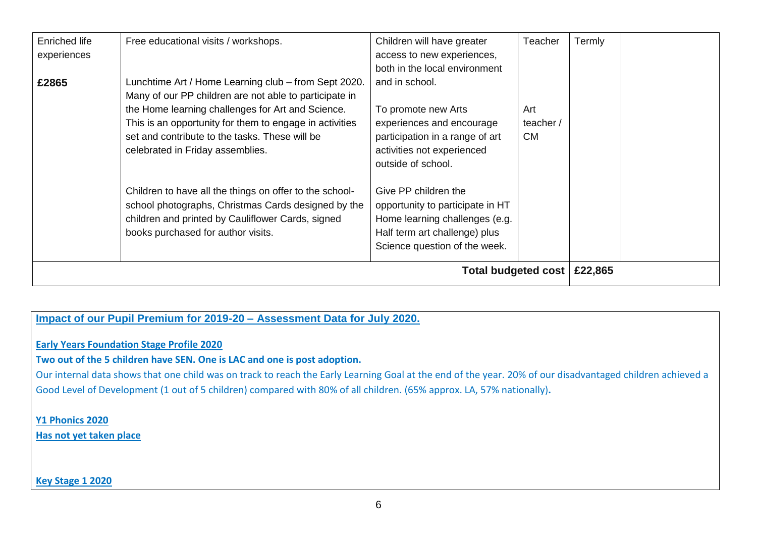| Enriched life experiences<br><br>**£2865** | Free educational visits / workshops.<br><br>Lunchtime Art / Home Learning club – from Sept 2020. Many of our PP children are not able to participate in the Home learning challenges for Art and Science. This is an opportunity for them to engage in activities set and contribute to the tasks. These will be celebrated in Friday assemblies.<br><br>Children to have all the things on offer to the school- school photographs, Christmas Cards designed by the children and printed by Cauliflower Cards, signed books purchased for author visits. | Children will have greater access to new experiences, both in the local environment and in school.<br><br>To promote new Arts experiences and encourage participation in a range of art activities not experienced outside of school.<br><br>Give PP children the opportunity to participate in HT Home learning challenges (e.g. Half term art challenge) plus Science question of the week. | Teacher<br><br>Art teacher / CM | Termly | |
|---|---|---|---|---|---|
| | | | **Total budgeted cost** | **£22,865** | |

**Impact of our Pupil Premium for 2019-20 – Assessment Data for July 2020.**

**Early Years Foundation Stage Profile 2020**

**Two out of the 5 children have SEN. One is LAC and one is post adoption.**

Our internal data shows that one child was on track to reach the Early Learning Goal at the end of the year. 20% of our disadvantaged children achieved a Good Level of Development (1 out of 5 children) compared with 80% of all children. (65% approx. LA, 57% nationally).

**Y1 Phonics 2020**

**Has not yet taken place**

**Key Stage 1 2020**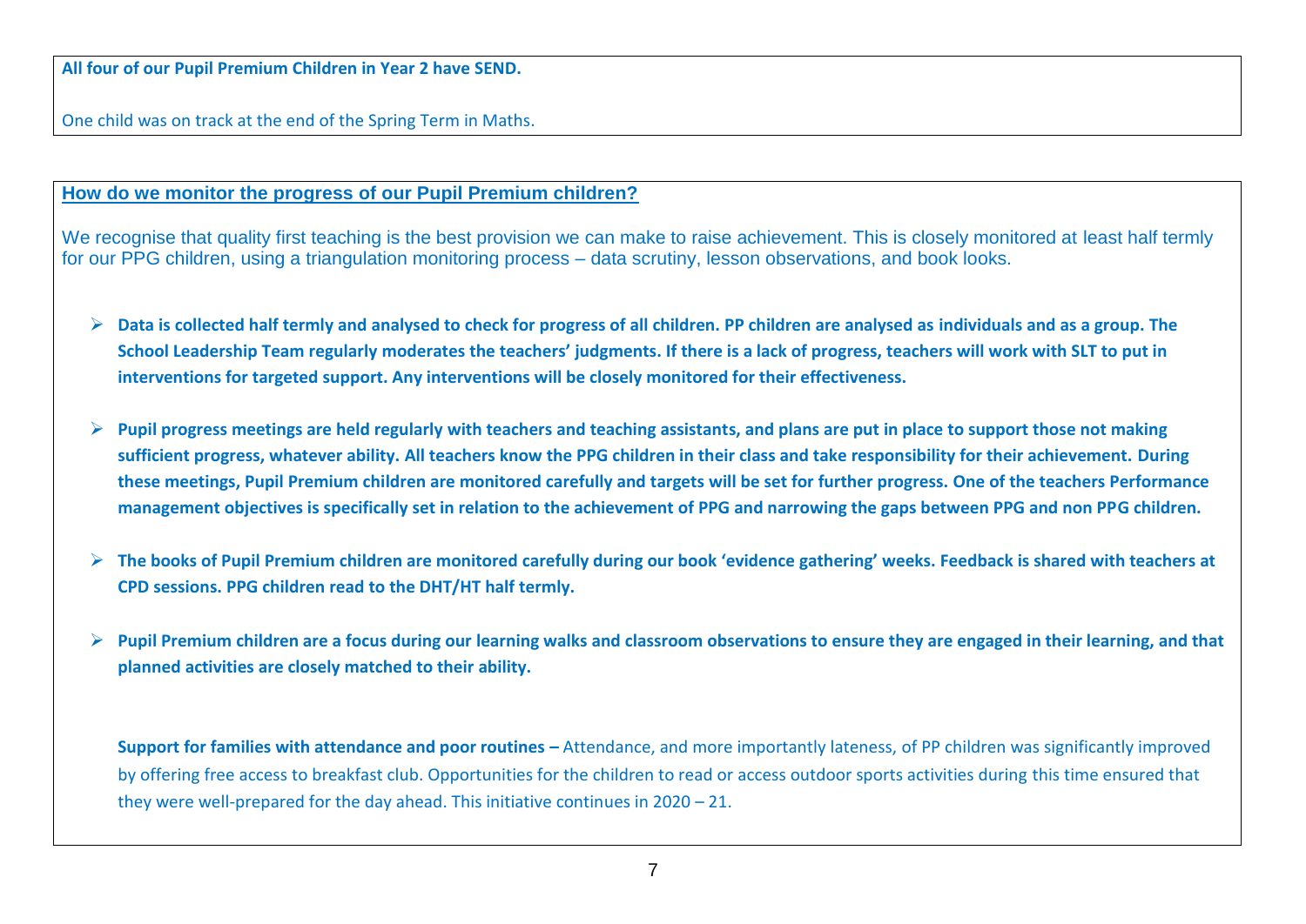**All four of our Pupil Premium Children in Year 2 have SEND.**

One child was on track at the end of the Spring Term in Maths.

## How do we monitor the progress of our Pupil Premium children?

We recognise that quality first teaching is the best provision we can make to raise achievement. This is closely monitored at least half termly for our PPG children, using a triangulation monitoring process – data scrutiny, lesson observations, and book looks.

- **Data is collected half termly and analysed to check for progress of all children. PP children are analysed as individuals and as a group. The School Leadership Team regularly moderates the teachers' judgments. If there is a lack of progress, teachers will work with SLT to put in interventions for targeted support. Any interventions will be closely monitored for their effectiveness.**
- **Pupil progress meetings are held regularly with teachers and teaching assistants, and plans are put in place to support those not making sufficient progress, whatever ability. All teachers know the PPG children in their class and take responsibility for their achievement. During these meetings, Pupil Premium children are monitored carefully and targets will be set for further progress. One of the teachers Performance management objectives is specifically set in relation to the achievement of PPG and narrowing the gaps between PPG and non PPG children.**
- **The books of Pupil Premium children are monitored carefully during our book 'evidence gathering' weeks. Feedback is shared with teachers at CPD sessions. PPG children read to the DHT/HT half termly.**
- **Pupil Premium children are a focus during our learning walks and classroom observations to ensure they are engaged in their learning, and that planned activities are closely matched to their ability.**

**Support for families with attendance and poor routines –** Attendance, and more importantly lateness, of PP children was significantly improved by offering free access to breakfast club. Opportunities for the children to read or access outdoor sports activities during this time ensured that they were well-prepared for the day ahead. This initiative continues in 2020 – 21.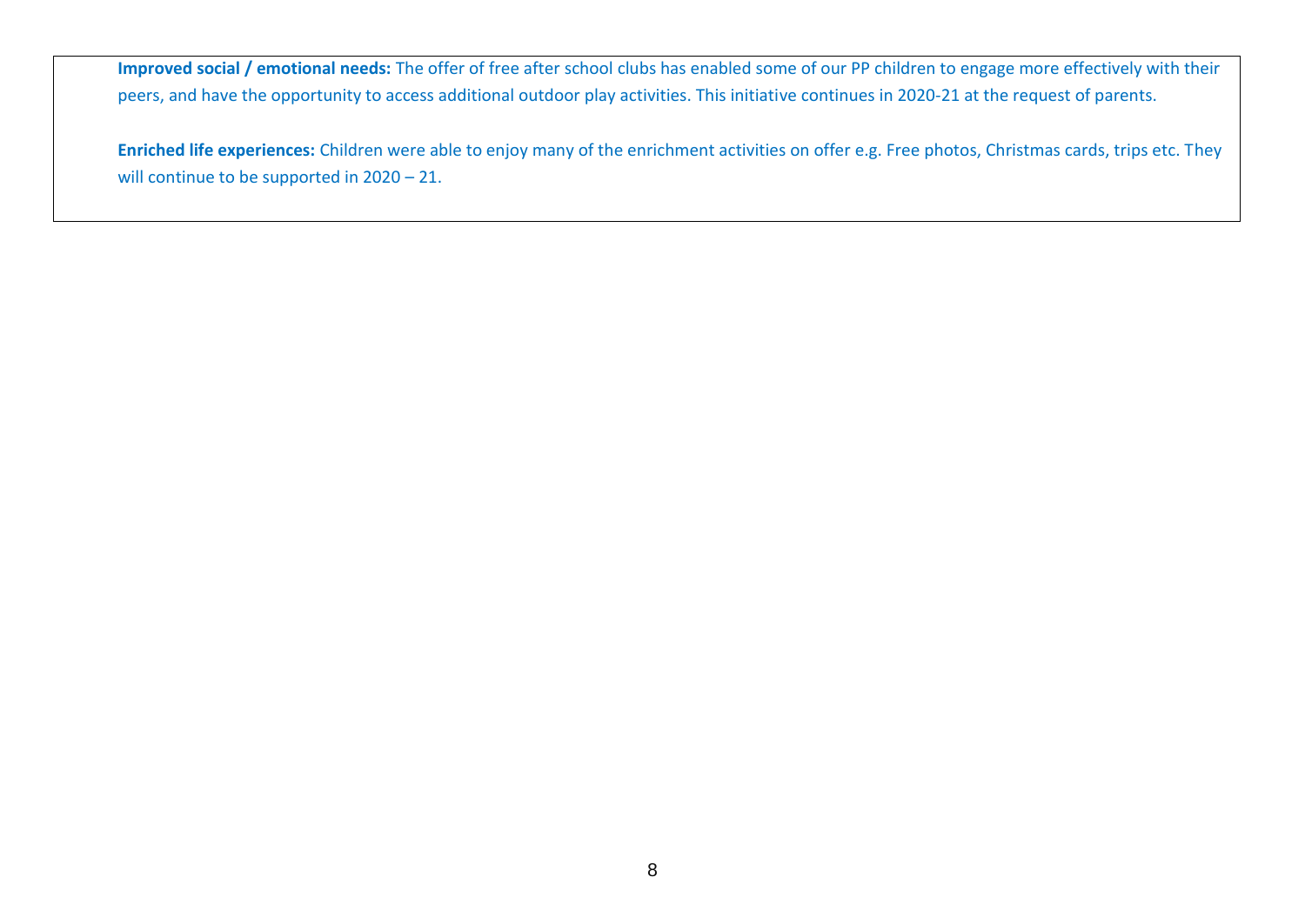**Improved social / emotional needs:** The offer of free after school clubs has enabled some of our PP children to engage more effectively with their peers, and have the opportunity to access additional outdoor play activities. This initiative continues in 2020-21 at the request of parents.

**Enriched life experiences:** Children were able to enjoy many of the enrichment activities on offer e.g. Free photos, Christmas cards, trips etc. They will continue to be supported in 2020 – 21.